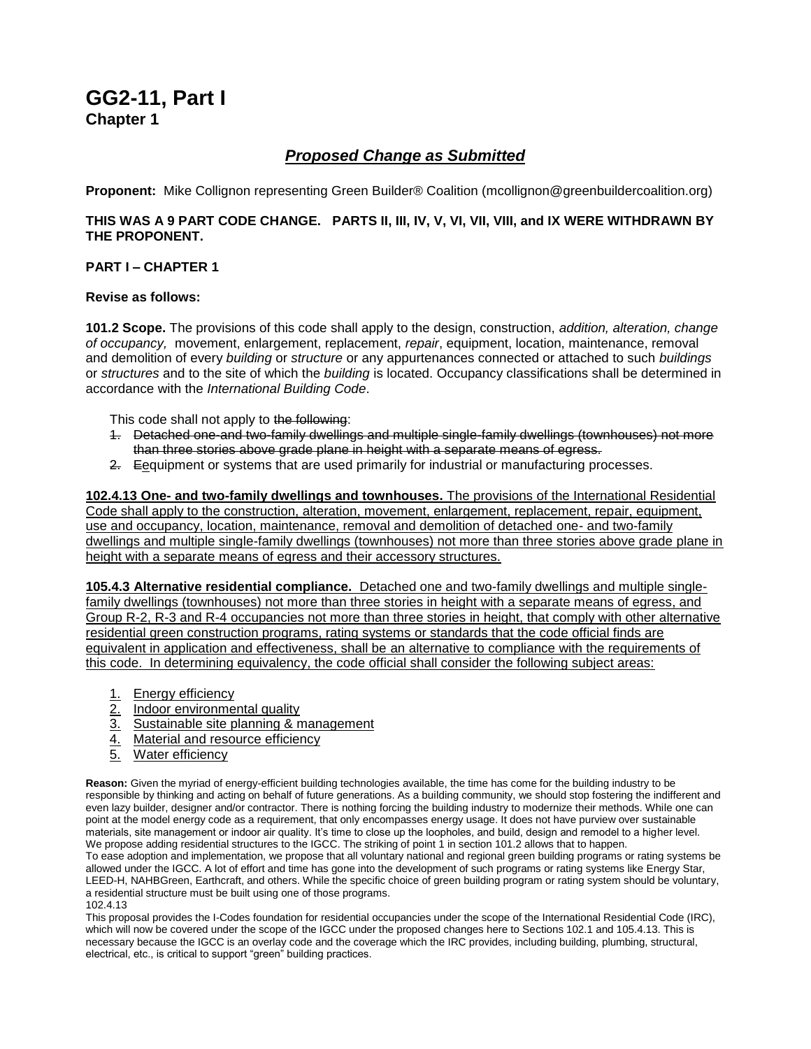# GG2-11, Part I

**Chapter 1**

## ***Proposed Change as Submitted***

**Proponent:** Mike Collignon representing Green Builder® Coalition (mcollignon@greenbuildercoalition.org)

**THIS WAS A 9 PART CODE CHANGE. PARTS II, III, IV, V, VI, VII, VIII, and IX WERE WITHDRAWN BY THE PROPONENT.**

**PART I – CHAPTER 1**

**Revise as follows:**

**101.2 Scope.** The provisions of this code shall apply to the design, construction, *addition, alteration, change of occupancy,* movement, enlargement, replacement, *repair*, equipment, location, maintenance, removal and demolition of every *building* or *structure* or any appurtenances connected or attached to such *buildings* or *structures* and to the site of which the *building* is located. Occupancy classifications shall be determined in accordance with the *International Building Code*.

This code shall not apply to ~~the following~~:

~~1. Detached one-and two-family dwellings and multiple single-family dwellings (townhouses) not more than three stories above grade plane in height with a separate means of egress.~~

~~2.~~ ~~E~~<u>e</u>quipment or systems that are used primarily for industrial or manufacturing processes.

<u>**102.4.13 One- and two-family dwellings and townhouses.** The provisions of the International Residential Code shall apply to the construction, alteration, movement, enlargement, replacement, repair, equipment, use and occupancy, location, maintenance, removal and demolition of detached one- and two-family dwellings and multiple single-family dwellings (townhouses) not more than three stories above grade plane in height with a separate means of egress and their accessory structures.</u>

<u>**105.4.3 Alternative residential compliance.** Detached one and two-family dwellings and multiple single-family dwellings (townhouses) not more than three stories in height with a separate means of egress, and Group R-2, R-3 and R-4 occupancies not more than three stories in height, that comply with other alternative residential green construction programs, rating systems or standards that the code official finds are equivalent in application and effectiveness, shall be an alternative to compliance with the requirements of this code. In determining equivalency, the code official shall consider the following subject areas:</u>

1. <u>Energy efficiency</u>
2. <u>Indoor environmental quality</u>
3. <u>Sustainable site planning & management</u>
4. <u>Material and resource efficiency</u>
5. <u>Water efficiency</u>

**Reason:** Given the myriad of energy-efficient building technologies available, the time has come for the building industry to be responsible by thinking and acting on behalf of future generations. As a building community, we should stop fostering the indifferent and even lazy builder, designer and/or contractor. There is nothing forcing the building industry to modernize their methods. While one can point at the model energy code as a requirement, that only encompasses energy usage. It does not have purview over sustainable materials, site management or indoor air quality. It's time to close up the loopholes, and build, design and remodel to a higher level. We propose adding residential structures to the IGCC. The striking of point 1 in section 101.2 allows that to happen.

To ease adoption and implementation, we propose that all voluntary national and regional green building programs or rating systems be allowed under the IGCC. A lot of effort and time has gone into the development of such programs or rating systems like Energy Star, LEED-H, NAHBGreen, Earthcraft, and others. While the specific choice of green building program or rating system should be voluntary, a residential structure must be built using one of those programs.

102.4.13

This proposal provides the I-Codes foundation for residential occupancies under the scope of the International Residential Code (IRC), which will now be covered under the scope of the IGCC under the proposed changes here to Sections 102.1 and 105.4.13. This is necessary because the IGCC is an overlay code and the coverage which the IRC provides, including building, plumbing, structural, electrical, etc., is critical to support "green" building practices.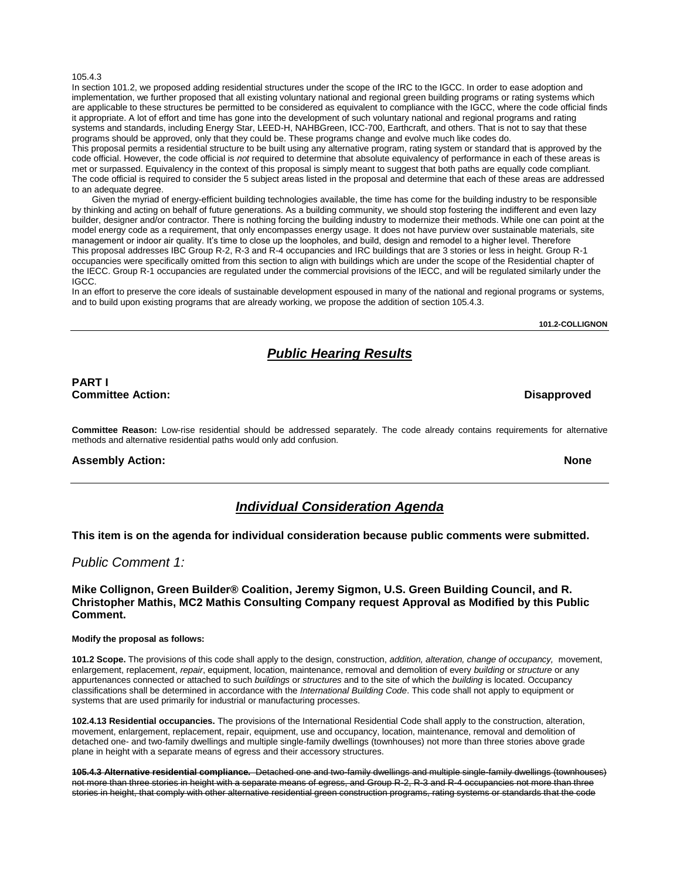105.4.3

In section 101.2, we proposed adding residential structures under the scope of the IRC to the IGCC. In order to ease adoption and implementation, we further proposed that all existing voluntary national and regional green building programs or rating systems which are applicable to these structures be permitted to be considered as equivalent to compliance with the IGCC, where the code official finds it appropriate. A lot of effort and time has gone into the development of such voluntary national and regional programs and rating systems and standards, including Energy Star, LEED-H, NAHBGreen, ICC-700, Earthcraft, and others. That is not to say that these programs should be approved, only that they could be. These programs change and evolve much like codes do.

This proposal permits a residential structure to be built using any alternative program, rating system or standard that is approved by the code official. However, the code official is *not* required to determine that absolute equivalency of performance in each of these areas is met or surpassed. Equivalency in the context of this proposal is simply meant to suggest that both paths are equally code compliant. The code official is required to consider the 5 subject areas listed in the proposal and determine that each of these areas are addressed to an adequate degree.

Given the myriad of energy-efficient building technologies available, the time has come for the building industry to be responsible by thinking and acting on behalf of future generations. As a building community, we should stop fostering the indifferent and even lazy builder, designer and/or contractor. There is nothing forcing the building industry to modernize their methods. While one can point at the model energy code as a requirement, that only encompasses energy usage. It does not have purview over sustainable materials, site management or indoor air quality. It's time to close up the loopholes, and build, design and remodel to a higher level. Therefore

This proposal addresses IBC Group R-2, R-3 and R-4 occupancies and IRC buildings that are 3 stories or less in height. Group R-1 occupancies were specifically omitted from this section to align with buildings which are under the scope of the Residential chapter of the IECC. Group R-1 occupancies are regulated under the commercial provisions of the IECC, and will be regulated similarly under the IGCC.

In an effort to preserve the core ideals of sustainable development espoused in many of the national and regional programs or systems, and to build upon existing programs that are already working, we propose the addition of section 105.4.3.

**101.2-COLLIGNON**

---

## ***Public Hearing Results***

**PART I**
**Committee Action: Disapproved**

**Committee Reason:** Low-rise residential should be addressed separately. The code already contains requirements for alternative methods and alternative residential paths would only add confusion.

**Assembly Action: None**

---

## ***Individual Consideration Agenda***

**This item is on the agenda for individual consideration because public comments were submitted.**

### *Public Comment 1:*

**Mike Collignon, Green Builder® Coalition, Jeremy Sigmon, U.S. Green Building Council, and R. Christopher Mathis, MC2 Mathis Consulting Company request Approval as Modified by this Public Comment.**

**Modify the proposal as follows:**

**101.2 Scope.** The provisions of this code shall apply to the design, construction, *addition, alteration, change of occupancy,* movement, enlargement, replacement, *repair*, equipment, location, maintenance, removal and demolition of every *building* or *structure* or any appurtenances connected or attached to such *buildings* or *structures* and to the site of which the *building* is located. Occupancy classifications shall be determined in accordance with the *International Building Code*. This code shall not apply to equipment or systems that are used primarily for industrial or manufacturing processes.

**102.4.13 Residential occupancies.** The provisions of the International Residential Code shall apply to the construction, alteration, movement, enlargement, replacement, repair, equipment, use and occupancy, location, maintenance, removal and demolition of detached one- and two-family dwellings and multiple single-family dwellings (townhouses) not more than three stories above grade plane in height with a separate means of egress and their accessory structures.

~~**105.4.3 Alternative residential compliance.** Detached one and two-family dwellings and multiple single-family dwellings (townhouses) not more than three stories in height with a separate means of egress, and Group R-2, R-3 and R-4 occupancies not more than three stories in height, that comply with other alternative residential green construction programs, rating systems or standards that the code~~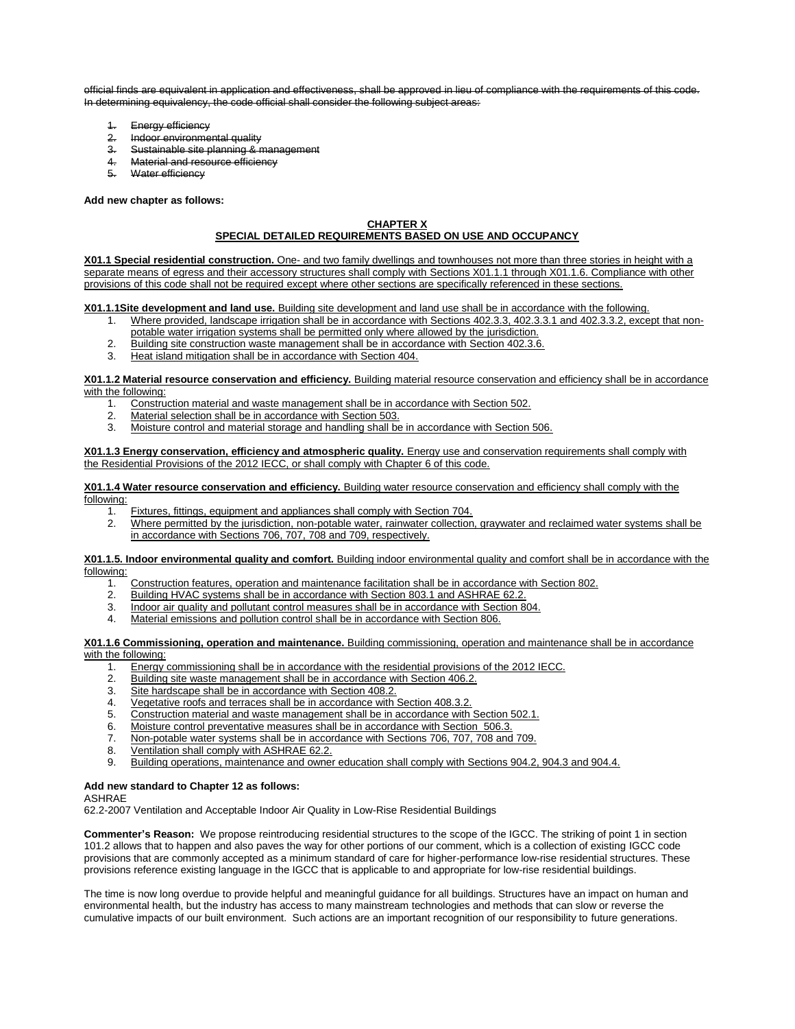~~official finds are equivalent in application and effectiveness, shall be approved in lieu of compliance with the requirements of this code. In determining equivalency, the code official shall consider the following subject areas:~~

1. ~~Energy efficiency~~
2. ~~Indoor environmental quality~~
3. ~~Sustainable site planning & management~~
4. ~~Material and resource efficiency~~
5. ~~Water efficiency~~

**Add new chapter as follows:**

**CHAPTER X**
**SPECIAL DETAILED REQUIREMENTS BASED ON USE AND OCCUPANCY**

**X01.1 Special residential construction.** One- and two family dwellings and townhouses not more than three stories in height with a separate means of egress and their accessory structures shall comply with Sections X01.1.1 through X01.1.6. Compliance with other provisions of this code shall not be required except where other sections are specifically referenced in these sections.

**X01.1.1Site development and land use.** Building site development and land use shall be in accordance with the following.

1. Where provided, landscape irrigation shall be in accordance with Sections 402.3.3, 402.3.3.1 and 402.3.3.2, except that non-potable water irrigation systems shall be permitted only where allowed by the jurisdiction.
2. Building site construction waste management shall be in accordance with Section 402.3.6.
3. Heat island mitigation shall be in accordance with Section 404.

**X01.1.2 Material resource conservation and efficiency.** Building material resource conservation and efficiency shall be in accordance with the following:

1. Construction material and waste management shall be in accordance with Section 502.
2. Material selection shall be in accordance with Section 503.
3. Moisture control and material storage and handling shall be in accordance with Section 506.

**X01.1.3 Energy conservation, efficiency and atmospheric quality.** Energy use and conservation requirements shall comply with the Residential Provisions of the 2012 IECC, or shall comply with Chapter 6 of this code.

**X01.1.4 Water resource conservation and efficiency.** Building water resource conservation and efficiency shall comply with the following:

1. Fixtures, fittings, equipment and appliances shall comply with Section 704.
2. Where permitted by the jurisdiction, non-potable water, rainwater collection, graywater and reclaimed water systems shall be in accordance with Sections 706, 707, 708 and 709, respectively.

**X01.1.5. Indoor environmental quality and comfort.** Building indoor environmental quality and comfort shall be in accordance with the following:

1. Construction features, operation and maintenance facilitation shall be in accordance with Section 802.
2. Building HVAC systems shall be in accordance with Section 803.1 and ASHRAE 62.2.
3. Indoor air quality and pollutant control measures shall be in accordance with Section 804.
4. Material emissions and pollution control shall be in accordance with Section 806.

**X01.1.6 Commissioning, operation and maintenance.** Building commissioning, operation and maintenance shall be in accordance with the following:

1. Energy commissioning shall be in accordance with the residential provisions of the 2012 IECC.
2. Building site waste management shall be in accordance with Section 406.2.
3. Site hardscape shall be in accordance with Section 408.2.
4. Vegetative roofs and terraces shall be in accordance with Section 408.3.2.
5. Construction material and waste management shall be in accordance with Section 502.1.
6. Moisture control preventative measures shall be in accordance with Section 506.3.
7. Non-potable water systems shall be in accordance with Sections 706, 707, 708 and 709.
8. Ventilation shall comply with ASHRAE 62.2.
9. Building operations, maintenance and owner education shall comply with Sections 904.2, 904.3 and 904.4.

**Add new standard to Chapter 12 as follows:**

ASHRAE
62.2-2007 Ventilation and Acceptable Indoor Air Quality in Low-Rise Residential Buildings

**Commenter's Reason:** We propose reintroducing residential structures to the scope of the IGCC. The striking of point 1 in section 101.2 allows that to happen and also paves the way for other portions of our comment, which is a collection of existing IGCC code provisions that are commonly accepted as a minimum standard of care for higher-performance low-rise residential structures. These provisions reference existing language in the IGCC that is applicable to and appropriate for low-rise residential buildings.

The time is now long overdue to provide helpful and meaningful guidance for all buildings. Structures have an impact on human and environmental health, but the industry has access to many mainstream technologies and methods that can slow or reverse the cumulative impacts of our built environment. Such actions are an important recognition of our responsibility to future generations.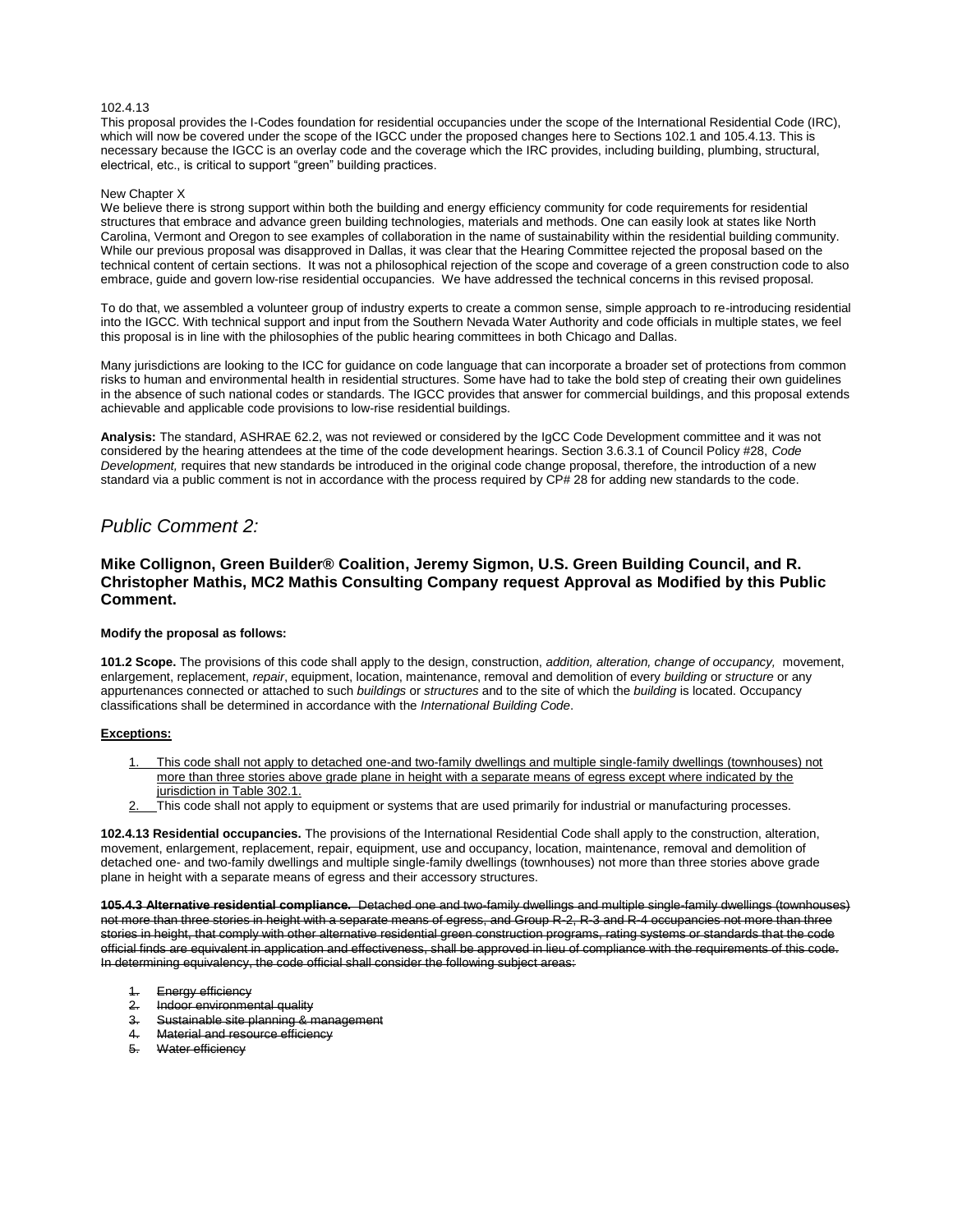102.4.13

This proposal provides the I-Codes foundation for residential occupancies under the scope of the International Residential Code (IRC), which will now be covered under the scope of the IGCC under the proposed changes here to Sections 102.1 and 105.4.13. This is necessary because the IGCC is an overlay code and the coverage which the IRC provides, including building, plumbing, structural, electrical, etc., is critical to support "green" building practices.

New Chapter X

We believe there is strong support within both the building and energy efficiency community for code requirements for residential structures that embrace and advance green building technologies, materials and methods. One can easily look at states like North Carolina, Vermont and Oregon to see examples of collaboration in the name of sustainability within the residential building community. While our previous proposal was disapproved in Dallas, it was clear that the Hearing Committee rejected the proposal based on the technical content of certain sections. It was not a philosophical rejection of the scope and coverage of a green construction code to also embrace, guide and govern low-rise residential occupancies. We have addressed the technical concerns in this revised proposal.

To do that, we assembled a volunteer group of industry experts to create a common sense, simple approach to re-introducing residential into the IGCC. With technical support and input from the Southern Nevada Water Authority and code officials in multiple states, we feel this proposal is in line with the philosophies of the public hearing committees in both Chicago and Dallas.

Many jurisdictions are looking to the ICC for guidance on code language that can incorporate a broader set of protections from common risks to human and environmental health in residential structures. Some have had to take the bold step of creating their own guidelines in the absence of such national codes or standards. The IGCC provides that answer for commercial buildings, and this proposal extends achievable and applicable code provisions to low-rise residential buildings.

**Analysis:** The standard, ASHRAE 62.2, was not reviewed or considered by the IgCC Code Development committee and it was not considered by the hearing attendees at the time of the code development hearings. Section 3.6.3.1 of Council Policy #28, *Code Development,* requires that new standards be introduced in the original code change proposal, therefore, the introduction of a new standard via a public comment is not in accordance with the process required by CP# 28 for adding new standards to the code.

## *Public Comment 2:*

### Mike Collignon, Green Builder® Coalition, Jeremy Sigmon, U.S. Green Building Council, and R. Christopher Mathis, MC2 Mathis Consulting Company request Approval as Modified by this Public Comment.

**Modify the proposal as follows:**

**101.2 Scope.** The provisions of this code shall apply to the design, construction, *addition, alteration, change of occupancy,* movement, enlargement, replacement, *repair*, equipment, location, maintenance, removal and demolition of every *building* or *structure* or any appurtenances connected or attached to such *buildings* or *structures* and to the site of which the *building* is located. Occupancy classifications shall be determined in accordance with the *International Building Code*.

<u>**Exceptions:**</u>

1. <u>This code shall not apply to detached one-and two-family dwellings and multiple single-family dwellings (townhouses) not more than three stories above grade plane in height with a separate means of egress except where indicated by the jurisdiction in Table 302.1.</u>
2. This code shall not apply to equipment or systems that are used primarily for industrial or manufacturing processes.

**102.4.13 Residential occupancies.** The provisions of the International Residential Code shall apply to the construction, alteration, movement, enlargement, replacement, repair, equipment, use and occupancy, location, maintenance, removal and demolition of detached one- and two-family dwellings and multiple single-family dwellings (townhouses) not more than three stories above grade plane in height with a separate means of egress and their accessory structures.

~~**105.4.3 Alternative residential compliance.** Detached one and two-family dwellings and multiple single-family dwellings (townhouses) not more than three stories in height with a separate means of egress, and Group R-2, R-3 and R-4 occupancies not more than three stories in height, that comply with other alternative residential green construction programs, rating systems or standards that the code official finds are equivalent in application and effectiveness, shall be approved in lieu of compliance with the requirements of this code. In determining equivalency, the code official shall consider the following subject areas:~~

1. ~~Energy efficiency~~
2. ~~Indoor environmental quality~~
3. ~~Sustainable site planning & management~~
4. ~~Material and resource efficiency~~
5. ~~Water efficiency~~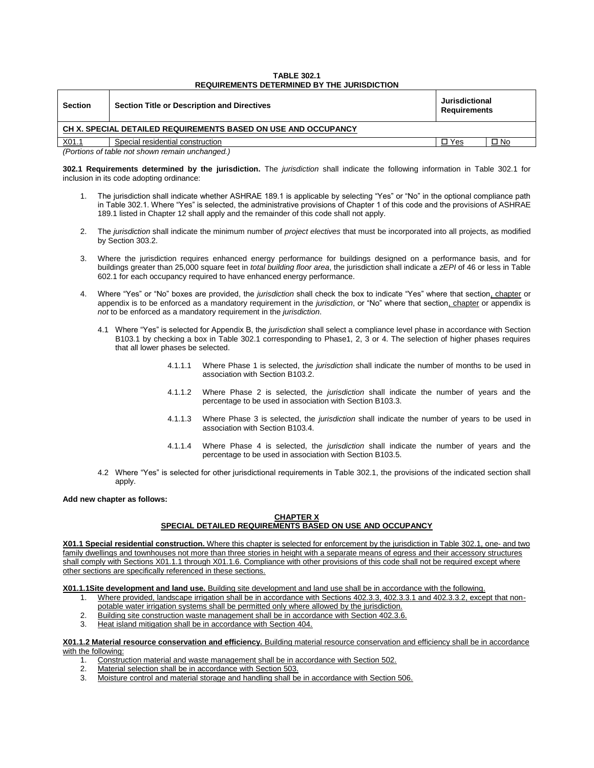**TABLE 302.1**
**REQUIREMENTS DETERMINED BY THE JURISDICTION**

| Section | Section Title or Description and Directives | Jurisdictional Requirements | |
|---|---|---|---|
| **CH X. SPECIAL DETAILED REQUIREMENTS BASED ON USE AND OCCUPANCY** | | | |
| X01.1 | Special residential construction | ☐ Yes | ☐ No |

*(Portions of table not shown remain unchanged.)*

**302.1 Requirements determined by the jurisdiction.** The *jurisdiction* shall indicate the following information in Table 302.1 for inclusion in its code adopting ordinance:

1. The jurisdiction shall indicate whether ASHRAE 189.1 is applicable by selecting "Yes" or "No" in the optional compliance path in Table 302.1. Where "Yes" is selected, the administrative provisions of Chapter 1 of this code and the provisions of ASHRAE 189.1 listed in Chapter 12 shall apply and the remainder of this code shall not apply.
2. The *jurisdiction* shall indicate the minimum number of *project electives* that must be incorporated into all projects, as modified by Section 303.2.
3. Where the jurisdiction requires enhanced energy performance for buildings designed on a performance basis, and for buildings greater than 25,000 square feet in *total building floor area*, the jurisdiction shall indicate a *zEPI* of 46 or less in Table 602.1 for each occupancy required to have enhanced energy performance.
4. Where "Yes" or "No" boxes are provided, the *jurisdiction* shall check the box to indicate "Yes" where that section, chapter or appendix is to be enforced as a mandatory requirement in the *jurisdiction*, or "No" where that section, chapter or appendix is *not* to be enforced as a mandatory requirement in the *jurisdiction*.
   - 4.1 Where "Yes" is selected for Appendix B, the *jurisdiction* shall select a compliance level phase in accordance with Section B103.1 by checking a box in Table 302.1 corresponding to Phase1, 2, 3 or 4. The selection of higher phases requires that all lower phases be selected.
     - 4.1.1.1 Where Phase 1 is selected, the *jurisdiction* shall indicate the number of months to be used in association with Section B103.2.
     - 4.1.1.2 Where Phase 2 is selected, the *jurisdiction* shall indicate the number of years and the percentage to be used in association with Section B103.3.
     - 4.1.1.3 Where Phase 3 is selected, the *jurisdiction* shall indicate the number of years to be used in association with Section B103.4.
     - 4.1.1.4 Where Phase 4 is selected, the *jurisdiction* shall indicate the number of years and the percentage to be used in association with Section B103.5.
   - 4.2 Where "Yes" is selected for other jurisdictional requirements in Table 302.1, the provisions of the indicated section shall apply.

**Add new chapter as follows:**

**CHAPTER X**
**SPECIAL DETAILED REQUIREMENTS BASED ON USE AND OCCUPANCY**

**X01.1 Special residential construction.** Where this chapter is selected for enforcement by the jurisdiction in Table 302.1, one- and two family dwellings and townhouses not more than three stories in height with a separate means of egress and their accessory structures shall comply with Sections X01.1.1 through X01.1.6. Compliance with other provisions of this code shall not be required except where other sections are specifically referenced in these sections.

**X01.1.1Site development and land use.** Building site development and land use shall be in accordance with the following.

1. Where provided, landscape irrigation shall be in accordance with Sections 402.3.3, 402.3.3.1 and 402.3.3.2, except that non-potable water irrigation systems shall be permitted only where allowed by the jurisdiction.
2. Building site construction waste management shall be in accordance with Section 402.3.6.
3. Heat island mitigation shall be in accordance with Section 404.

**X01.1.2 Material resource conservation and efficiency.** Building material resource conservation and efficiency shall be in accordance with the following:

1. Construction material and waste management shall be in accordance with Section 502.
2. Material selection shall be in accordance with Section 503.
3. Moisture control and material storage and handling shall be in accordance with Section 506.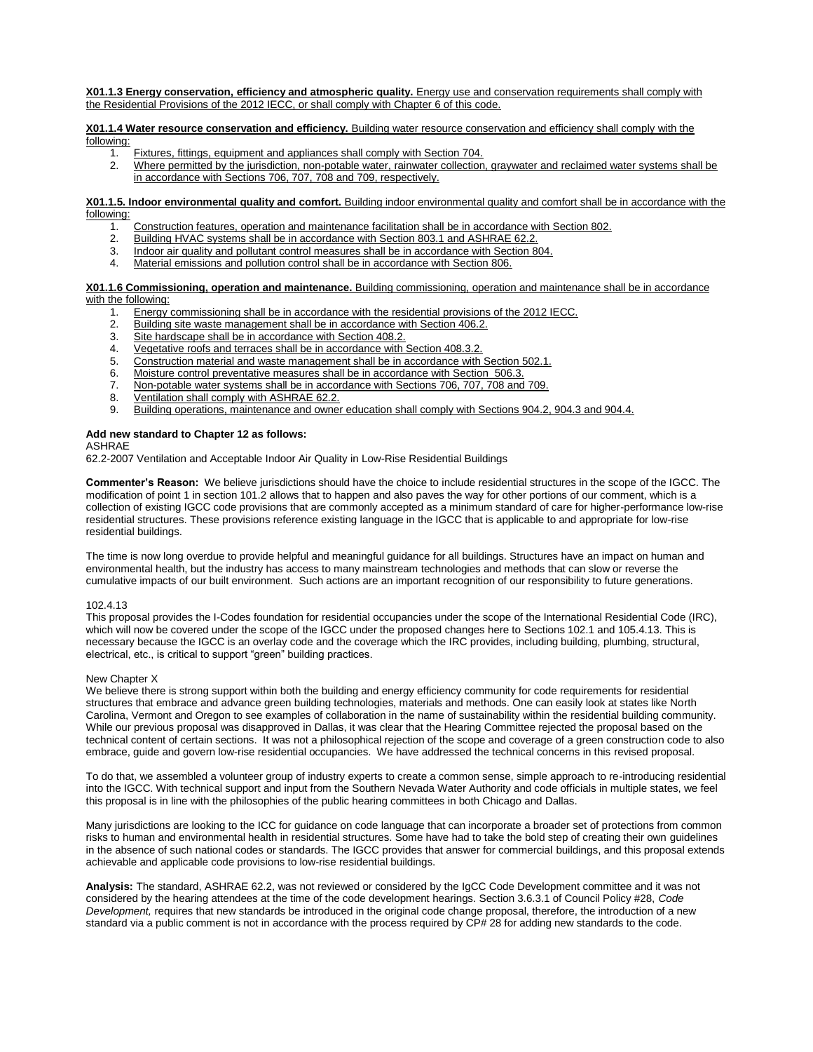**X01.1.3 Energy conservation, efficiency and atmospheric quality.** Energy use and conservation requirements shall comply with the Residential Provisions of the 2012 IECC, or shall comply with Chapter 6 of this code.

**X01.1.4 Water resource conservation and efficiency.** Building water resource conservation and efficiency shall comply with the following:

1. Fixtures, fittings, equipment and appliances shall comply with Section 704.
2. Where permitted by the jurisdiction, non-potable water, rainwater collection, graywater and reclaimed water systems shall be in accordance with Sections 706, 707, 708 and 709, respectively.

**X01.1.5. Indoor environmental quality and comfort.** Building indoor environmental quality and comfort shall be in accordance with the following:

1. Construction features, operation and maintenance facilitation shall be in accordance with Section 802.
2. Building HVAC systems shall be in accordance with Section 803.1 and ASHRAE 62.2.
3. Indoor air quality and pollutant control measures shall be in accordance with Section 804.
4. Material emissions and pollution control shall be in accordance with Section 806.

**X01.1.6 Commissioning, operation and maintenance.** Building commissioning, operation and maintenance shall be in accordance with the following:

1. Energy commissioning shall be in accordance with the residential provisions of the 2012 IECC.
2. Building site waste management shall be in accordance with Section 406.2.
3. Site hardscape shall be in accordance with Section 408.2.
4. Vegetative roofs and terraces shall be in accordance with Section 408.3.2.
5. Construction material and waste management shall be in accordance with Section 502.1.
6. Moisture control preventative measures shall be in accordance with Section 506.3.
7. Non-potable water systems shall be in accordance with Sections 706, 707, 708 and 709.
8. Ventilation shall comply with ASHRAE 62.2.
9. Building operations, maintenance and owner education shall comply with Sections 904.2, 904.3 and 904.4.

**Add new standard to Chapter 12 as follows:**

ASHRAE

62.2-2007 Ventilation and Acceptable Indoor Air Quality in Low-Rise Residential Buildings

**Commenter's Reason:** We believe jurisdictions should have the choice to include residential structures in the scope of the IGCC. The modification of point 1 in section 101.2 allows that to happen and also paves the way for other portions of our comment, which is a collection of existing IGCC code provisions that are commonly accepted as a minimum standard of care for higher-performance low-rise residential structures. These provisions reference existing language in the IGCC that is applicable to and appropriate for low-rise residential buildings.

The time is now long overdue to provide helpful and meaningful guidance for all buildings. Structures have an impact on human and environmental health, but the industry has access to many mainstream technologies and methods that can slow or reverse the cumulative impacts of our built environment. Such actions are an important recognition of our responsibility to future generations.

102.4.13

This proposal provides the I-Codes foundation for residential occupancies under the scope of the International Residential Code (IRC), which will now be covered under the scope of the IGCC under the proposed changes here to Sections 102.1 and 105.4.13. This is necessary because the IGCC is an overlay code and the coverage which the IRC provides, including building, plumbing, structural, electrical, etc., is critical to support "green" building practices.

New Chapter X

We believe there is strong support within both the building and energy efficiency community for code requirements for residential structures that embrace and advance green building technologies, materials and methods. One can easily look at states like North Carolina, Vermont and Oregon to see examples of collaboration in the name of sustainability within the residential building community. While our previous proposal was disapproved in Dallas, it was clear that the Hearing Committee rejected the proposal based on the technical content of certain sections. It was not a philosophical rejection of the scope and coverage of a green construction code to also embrace, guide and govern low-rise residential occupancies. We have addressed the technical concerns in this revised proposal.

To do that, we assembled a volunteer group of industry experts to create a common sense, simple approach to re-introducing residential into the IGCC. With technical support and input from the Southern Nevada Water Authority and code officials in multiple states, we feel this proposal is in line with the philosophies of the public hearing committees in both Chicago and Dallas.

Many jurisdictions are looking to the ICC for guidance on code language that can incorporate a broader set of protections from common risks to human and environmental health in residential structures. Some have had to take the bold step of creating their own guidelines in the absence of such national codes or standards. The IGCC provides that answer for commercial buildings, and this proposal extends achievable and applicable code provisions to low-rise residential buildings.

**Analysis:** The standard, ASHRAE 62.2, was not reviewed or considered by the IgCC Code Development committee and it was not considered by the hearing attendees at the time of the code development hearings. Section 3.6.3.1 of Council Policy #28, *Code Development,* requires that new standards be introduced in the original code change proposal, therefore, the introduction of a new standard via a public comment is not in accordance with the process required by CP# 28 for adding new standards to the code.